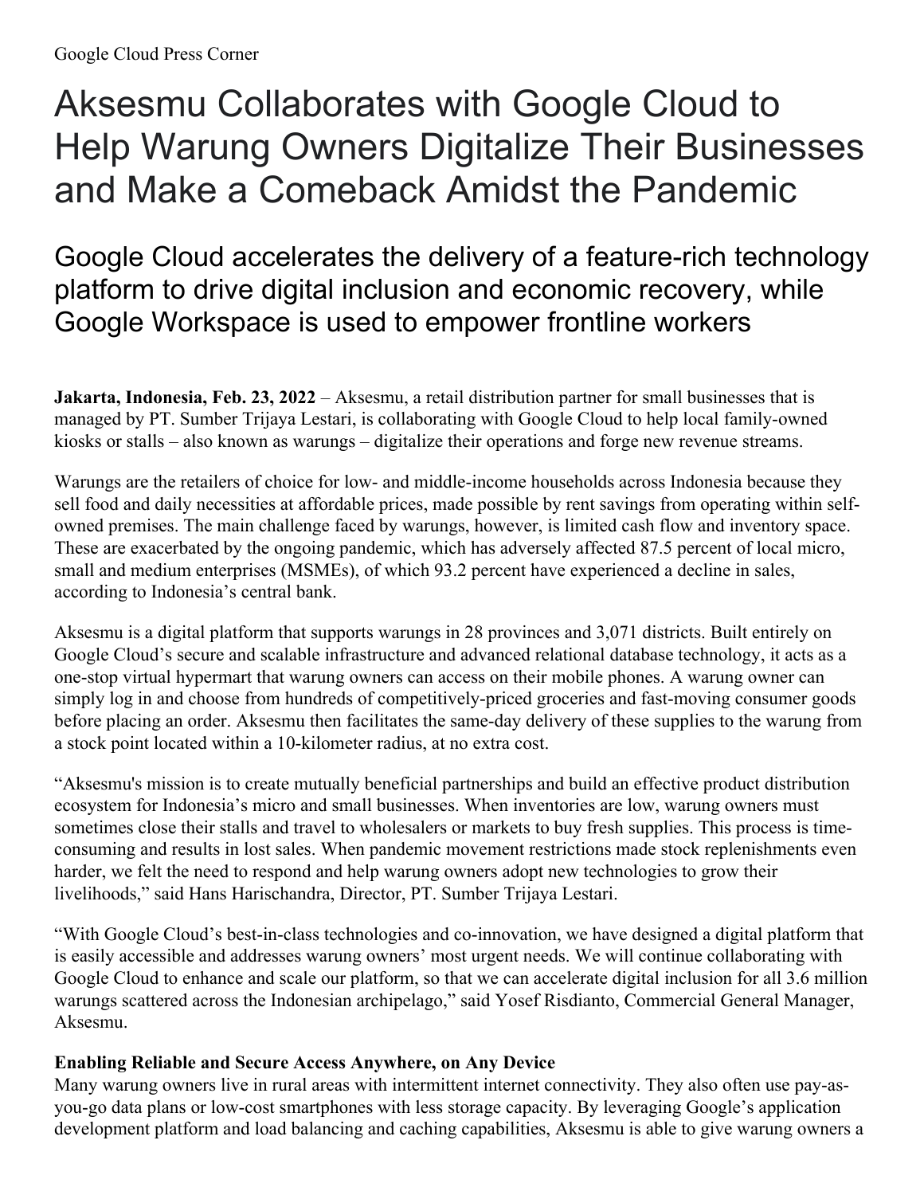Google Cloud Press Corner

# Aksesmu Collaborates with Google Cloud to Help Warung Owners Digitalize Their Businesses and Make a Comeback Amidst the Pandemic

## Google Cloud accelerates the delivery of a feature-rich technology platform to drive digital inclusion and economic recovery, while Google Workspace is used to empower frontline workers

**Jakarta, Indonesia, Feb. 23, 2022** – Aksesmu, a retail distribution partner for small businesses that is managed by PT. Sumber Trijaya Lestari, is collaborating with Google Cloud to help local family-owned kiosks or stalls – also known as warungs – digitalize their operations and forge new revenue streams.

Warungs are the retailers of choice for low- and middle-income households across Indonesia because they sell food and daily necessities at affordable prices, made possible by rent savings from operating within self-owned premises. The main challenge faced by warungs, however, is limited cash flow and inventory space. These are exacerbated by the ongoing pandemic, which has adversely affected 87.5 percent of local micro, small and medium enterprises (MSMEs), of which 93.2 percent have experienced a decline in sales, according to Indonesia's central bank.

Aksesmu is a digital platform that supports warungs in 28 provinces and 3,071 districts. Built entirely on Google Cloud's secure and scalable infrastructure and advanced relational database technology, it acts as a one-stop virtual hypermart that warung owners can access on their mobile phones. A warung owner can simply log in and choose from hundreds of competitively-priced groceries and fast-moving consumer goods before placing an order. Aksesmu then facilitates the same-day delivery of these supplies to the warung from a stock point located within a 10-kilometer radius, at no extra cost.

"Aksesmu's mission is to create mutually beneficial partnerships and build an effective product distribution ecosystem for Indonesia's micro and small businesses. When inventories are low, warung owners must sometimes close their stalls and travel to wholesalers or markets to buy fresh supplies. This process is time-consuming and results in lost sales. When pandemic movement restrictions made stock replenishments even harder, we felt the need to respond and help warung owners adopt new technologies to grow their livelihoods," said Hans Harischandra, Director, PT. Sumber Trijaya Lestari.

"With Google Cloud's best-in-class technologies and co-innovation, we have designed a digital platform that is easily accessible and addresses warung owners' most urgent needs. We will continue collaborating with Google Cloud to enhance and scale our platform, so that we can accelerate digital inclusion for all 3.6 million warungs scattered across the Indonesian archipelago," said Yosef Risdianto, Commercial General Manager, Aksesmu.

**Enabling Reliable and Secure Access Anywhere, on Any Device**

Many warung owners live in rural areas with intermittent internet connectivity. They also often use pay-as-you-go data plans or low-cost smartphones with less storage capacity. By leveraging Google's application development platform and load balancing and caching capabilities, Aksesmu is able to give warung owners a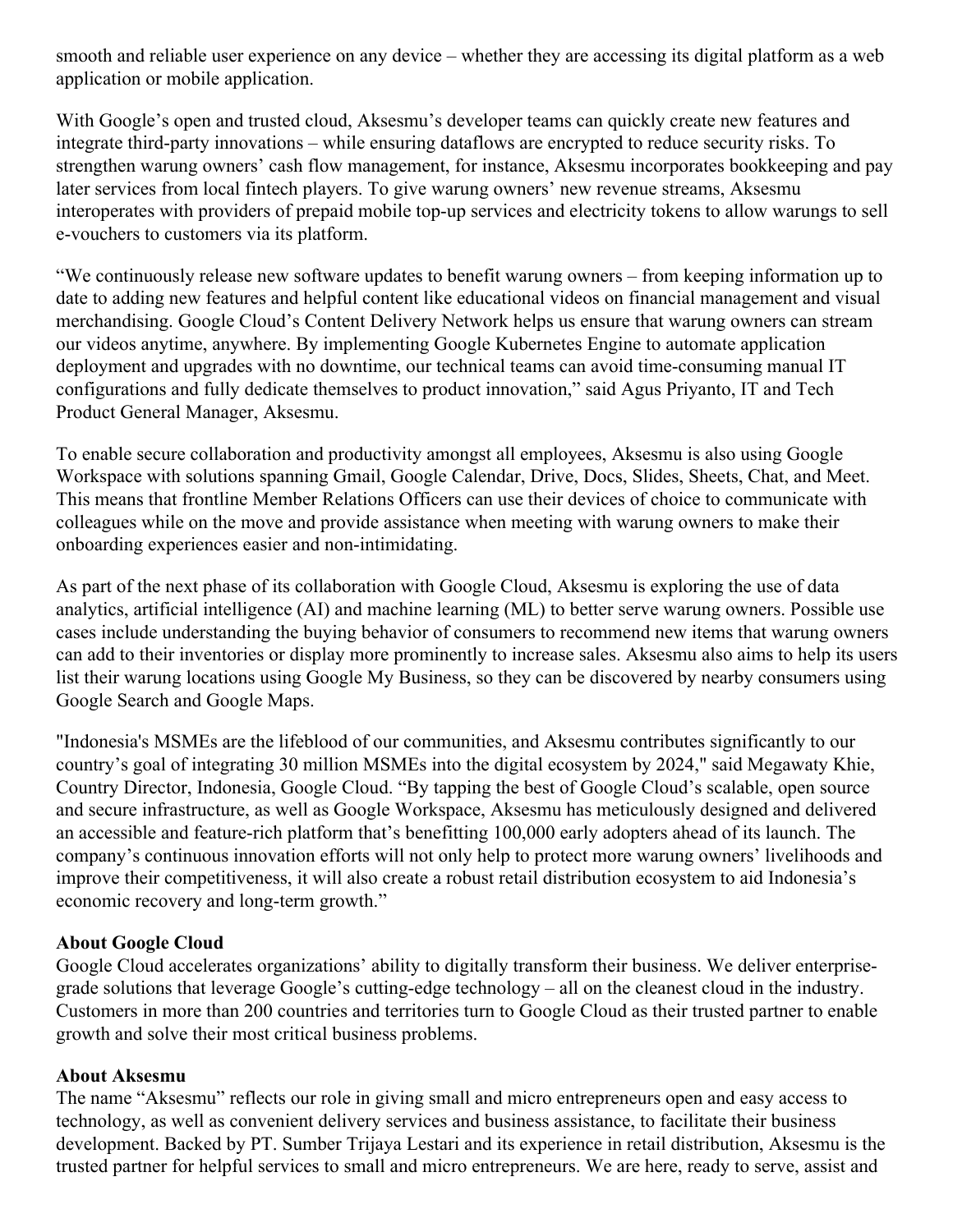smooth and reliable user experience on any device – whether they are accessing its digital platform as a web application or mobile application.

With Google's open and trusted cloud, Aksesmu's developer teams can quickly create new features and integrate third-party innovations – while ensuring dataflows are encrypted to reduce security risks. To strengthen warung owners' cash flow management, for instance, Aksesmu incorporates bookkeeping and pay later services from local fintech players. To give warung owners' new revenue streams, Aksesmu interoperates with providers of prepaid mobile top-up services and electricity tokens to allow warungs to sell e-vouchers to customers via its platform.

"We continuously release new software updates to benefit warung owners – from keeping information up to date to adding new features and helpful content like educational videos on financial management and visual merchandising. Google Cloud's Content Delivery Network helps us ensure that warung owners can stream our videos anytime, anywhere. By implementing Google Kubernetes Engine to automate application deployment and upgrades with no downtime, our technical teams can avoid time-consuming manual IT configurations and fully dedicate themselves to product innovation," said Agus Priyanto, IT and Tech Product General Manager, Aksesmu.

To enable secure collaboration and productivity amongst all employees, Aksesmu is also using Google Workspace with solutions spanning Gmail, Google Calendar, Drive, Docs, Slides, Sheets, Chat, and Meet. This means that frontline Member Relations Officers can use their devices of choice to communicate with colleagues while on the move and provide assistance when meeting with warung owners to make their onboarding experiences easier and non-intimidating.

As part of the next phase of its collaboration with Google Cloud, Aksesmu is exploring the use of data analytics, artificial intelligence (AI) and machine learning (ML) to better serve warung owners. Possible use cases include understanding the buying behavior of consumers to recommend new items that warung owners can add to their inventories or display more prominently to increase sales. Aksesmu also aims to help its users list their warung locations using Google My Business, so they can be discovered by nearby consumers using Google Search and Google Maps.

"Indonesia's MSMEs are the lifeblood of our communities, and Aksesmu contributes significantly to our country's goal of integrating 30 million MSMEs into the digital ecosystem by 2024," said Megawaty Khie, Country Director, Indonesia, Google Cloud. "By tapping the best of Google Cloud's scalable, open source and secure infrastructure, as well as Google Workspace, Aksesmu has meticulously designed and delivered an accessible and feature-rich platform that's benefitting 100,000 early adopters ahead of its launch. The company's continuous innovation efforts will not only help to protect more warung owners' livelihoods and improve their competitiveness, it will also create a robust retail distribution ecosystem to aid Indonesia's economic recovery and long-term growth."

**About Google Cloud**

Google Cloud accelerates organizations' ability to digitally transform their business. We deliver enterprise-grade solutions that leverage Google's cutting-edge technology – all on the cleanest cloud in the industry. Customers in more than 200 countries and territories turn to Google Cloud as their trusted partner to enable growth and solve their most critical business problems.

**About Aksesmu**

The name "Aksesmu" reflects our role in giving small and micro entrepreneurs open and easy access to technology, as well as convenient delivery services and business assistance, to facilitate their business development. Backed by PT. Sumber Trijaya Lestari and its experience in retail distribution, Aksesmu is the trusted partner for helpful services to small and micro entrepreneurs. We are here, ready to serve, assist and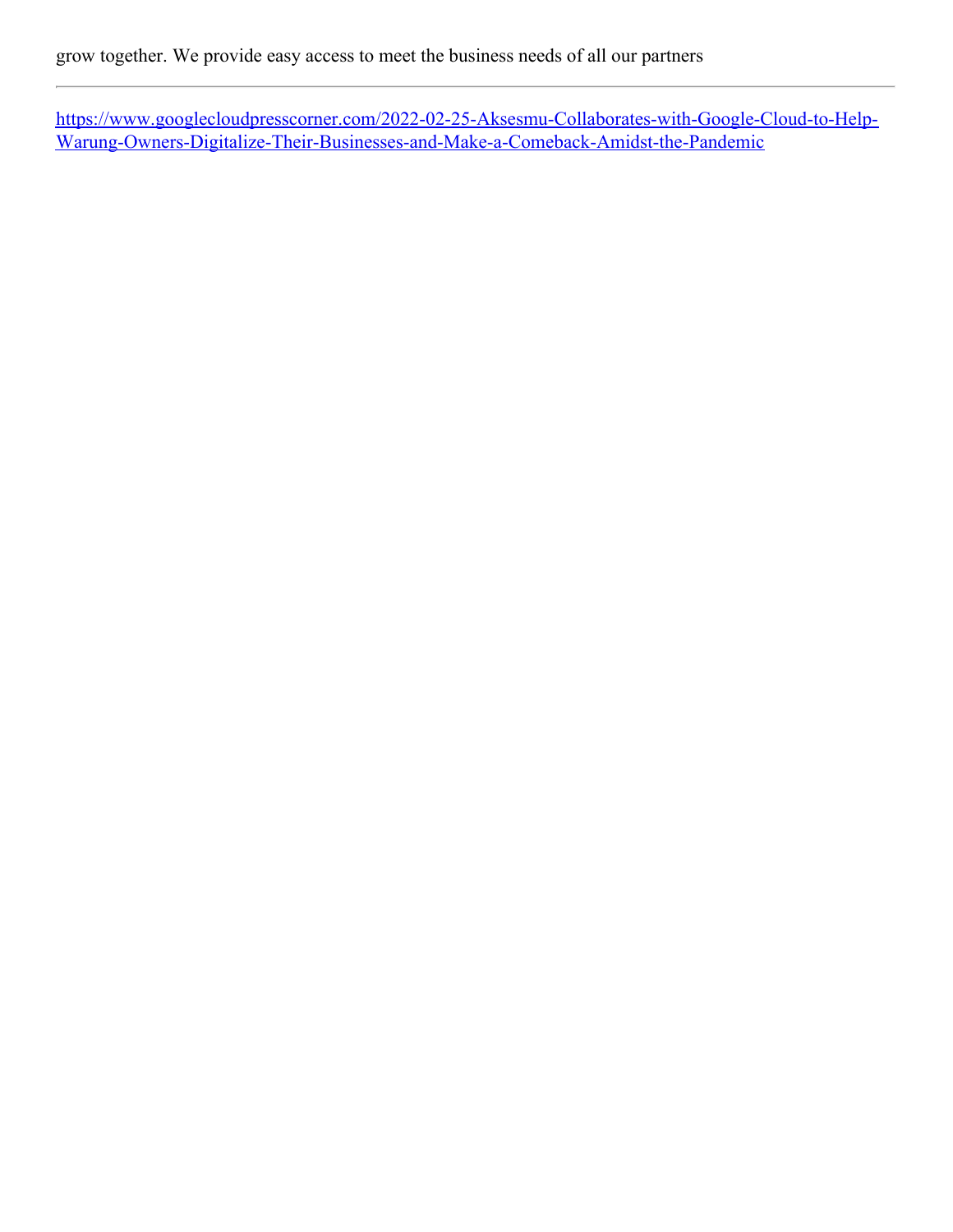grow together. We provide easy access to meet the business needs of all our partners

---

[https://www.googlecloudpresscorner.com/2022-02-25-Aksesmu-Collaborates-with-Google-Cloud-to-Help-Warung-Owners-Digitalize-Their-Businesses-and-Make-a-Comeback-Amidst-the-Pandemic](https://www.googlecloudpresscorner.com/2022-02-25-Aksesmu-Collaborates-with-Google-Cloud-to-Help-Warung-Owners-Digitalize-Their-Businesses-and-Make-a-Comeback-Amidst-the-Pandemic)